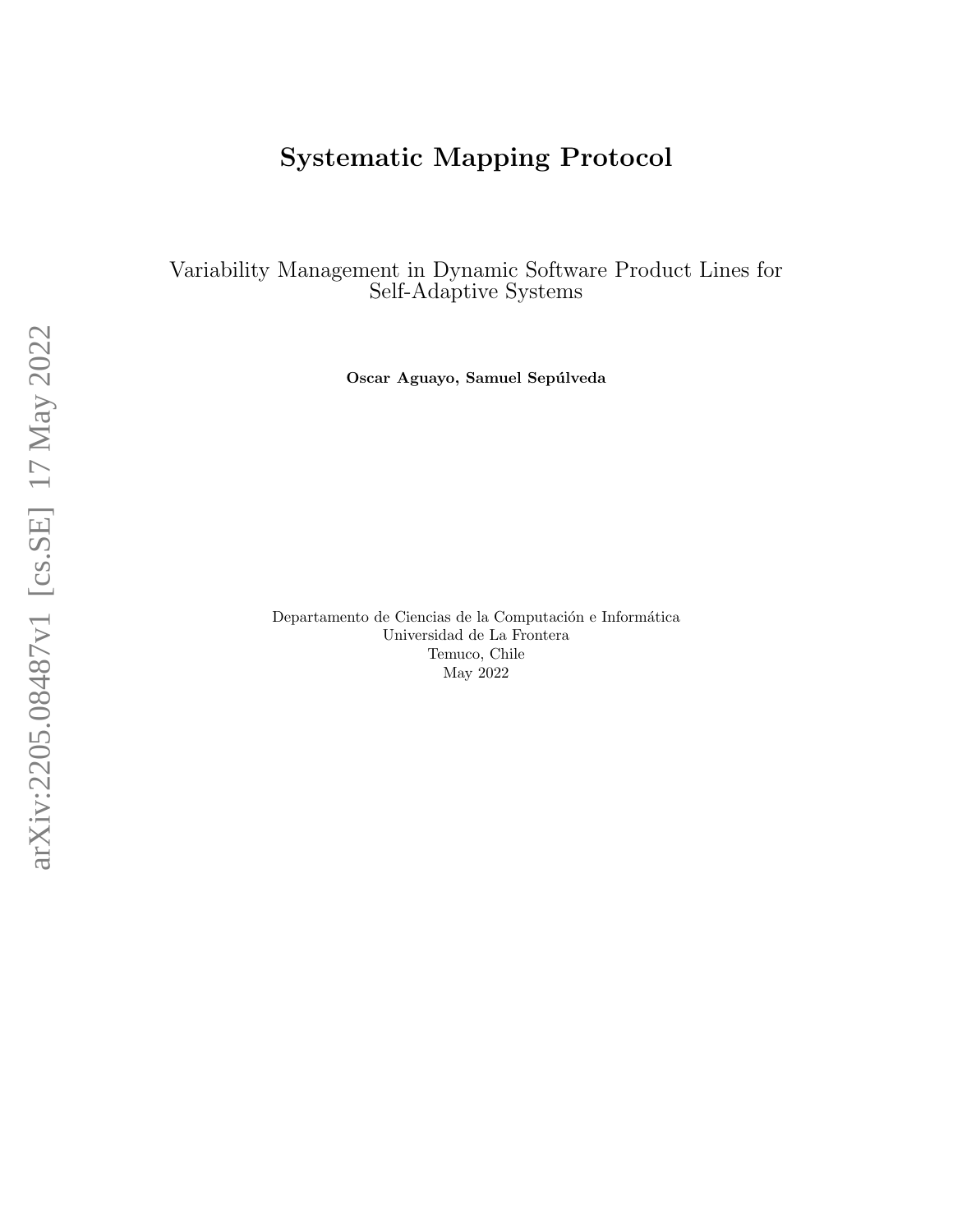# Systematic Mapping Protocol

Variability Management in Dynamic Software Product Lines for Self-Adaptive Systems

**Oscar Aguayo, Samuel Sepúlveda**

Departamento de Ciencias de la Computación e Informática
Universidad de La Frontera
Temuco, Chile
May 2022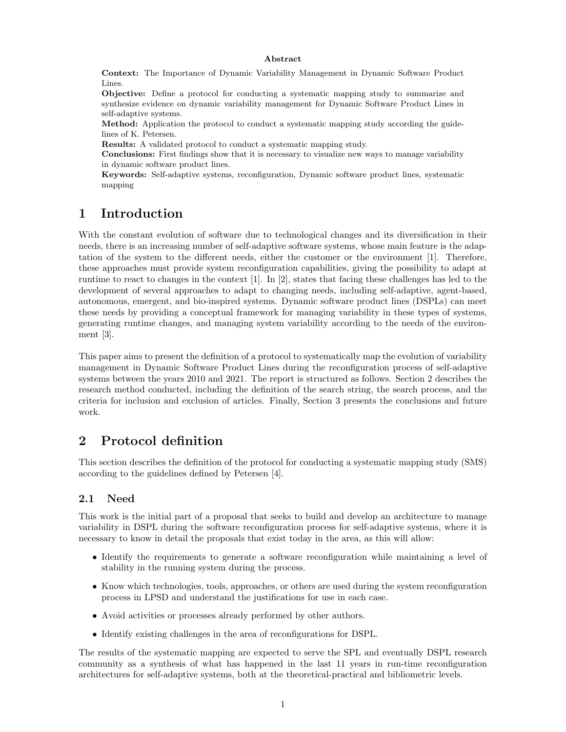**Abstract**

**Context:** The Importance of Dynamic Variability Management in Dynamic Software Product Lines.
**Objective:** Define a protocol for conducting a systematic mapping study to summarize and synthesize evidence on dynamic variability management for Dynamic Software Product Lines in self-adaptive systems.
**Method:** Application the protocol to conduct a systematic mapping study according the guidelines of K. Petersen.
**Results:** A validated protocol to conduct a systematic mapping study.
**Conclusions:** First findings show that it is necessary to visualize new ways to manage variability in dynamic software product lines.
**Keywords:** Self-adaptive systems, reconfiguration, Dynamic software product lines, systematic mapping

# 1 Introduction

With the constant evolution of software due to technological changes and its diversification in their needs, there is an increasing number of self-adaptive software systems, whose main feature is the adaptation of the system to the different needs, either the customer or the environment [1]. Therefore, these approaches must provide system reconfiguration capabilities, giving the possibility to adapt at runtime to react to changes in the context [1]. In [2], states that facing these challenges has led to the development of several approaches to adapt to changing needs, including self-adaptive, agent-based, autonomous, emergent, and bio-inspired systems. Dynamic software product lines (DSPLs) can meet these needs by providing a conceptual framework for managing variability in these types of systems, generating runtime changes, and managing system variability according to the needs of the environment [3].

This paper aims to present the definition of a protocol to systematically map the evolution of variability management in Dynamic Software Product Lines during the reconfiguration process of self-adaptive systems between the years 2010 and 2021. The report is structured as follows. Section 2 describes the research method conducted, including the definition of the search string, the search process, and the criteria for inclusion and exclusion of articles. Finally, Section 3 presents the conclusions and future work.

# 2 Protocol definition

This section describes the definition of the protocol for conducting a systematic mapping study (SMS) according to the guidelines defined by Petersen [4].

## 2.1 Need

This work is the initial part of a proposal that seeks to build and develop an architecture to manage variability in DSPL during the software reconfiguration process for self-adaptive systems, where it is necessary to know in detail the proposals that exist today in the area, as this will allow:

- Identify the requirements to generate a software reconfiguration while maintaining a level of stability in the running system during the process.
- Know which technologies, tools, approaches, or others are used during the system reconfiguration process in LPSD and understand the justifications for use in each case.
- Avoid activities or processes already performed by other authors.
- Identify existing challenges in the area of reconfigurations for DSPL.

The results of the systematic mapping are expected to serve the SPL and eventually DSPL research community as a synthesis of what has happened in the last 11 years in run-time reconfiguration architectures for self-adaptive systems, both at the theoretical-practical and bibliometric levels.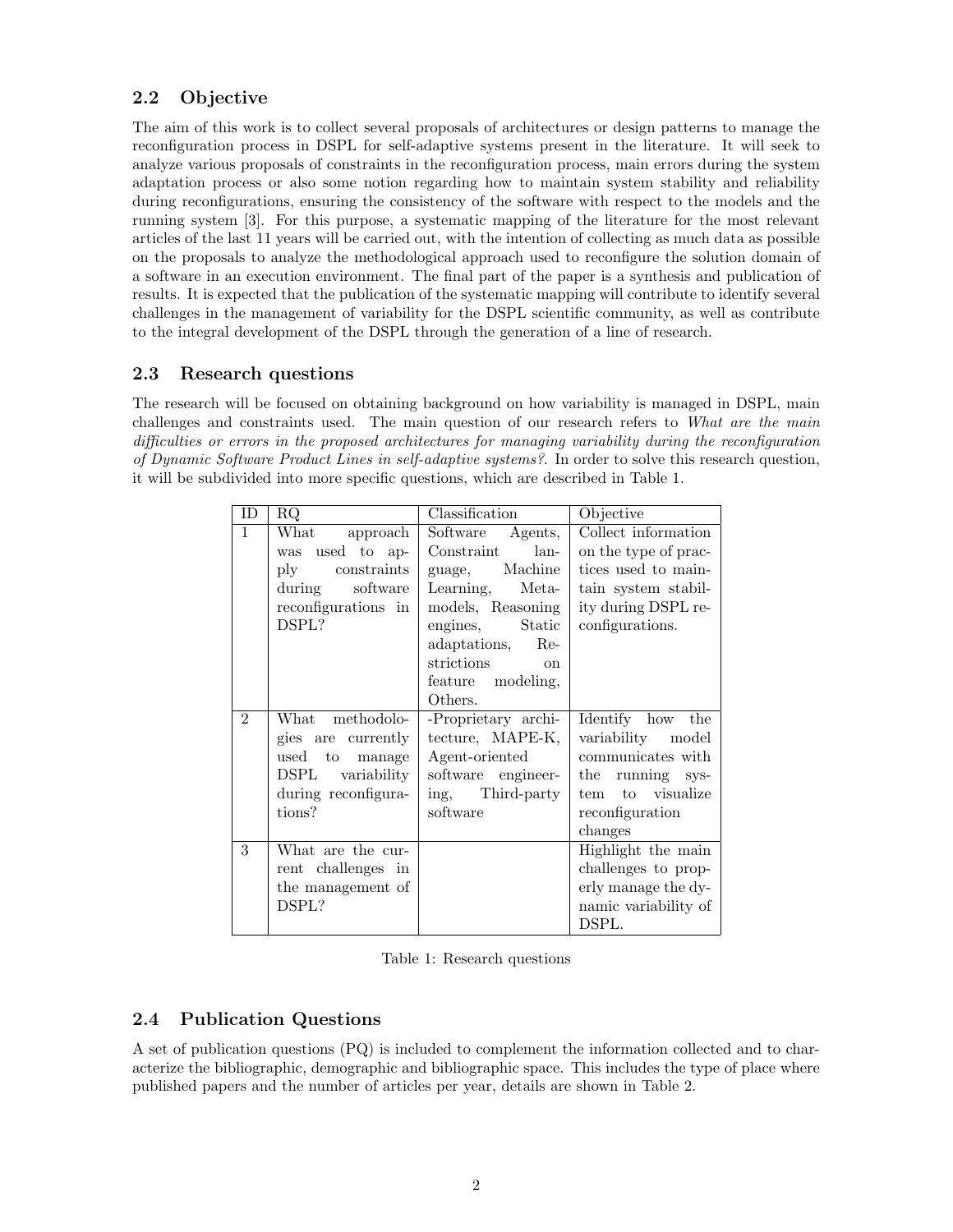## 2.2 Objective

The aim of this work is to collect several proposals of architectures or design patterns to manage the reconfiguration process in DSPL for self-adaptive systems present in the literature. It will seek to analyze various proposals of constraints in the reconfiguration process, main errors during the system adaptation process or also some notion regarding how to maintain system stability and reliability during reconfigurations, ensuring the consistency of the software with respect to the models and the running system [3]. For this purpose, a systematic mapping of the literature for the most relevant articles of the last 11 years will be carried out, with the intention of collecting as much data as possible on the proposals to analyze the methodological approach used to reconfigure the solution domain of a software in an execution environment. The final part of the paper is a synthesis and publication of results. It is expected that the publication of the systematic mapping will contribute to identify several challenges in the management of variability for the DSPL scientific community, as well as contribute to the integral development of the DSPL through the generation of a line of research.

## 2.3 Research questions

The research will be focused on obtaining background on how variability is managed in DSPL, main challenges and constraints used. The main question of our research refers to *What are the main difficulties or errors in the proposed architectures for managing variability during the reconfiguration of Dynamic Software Product Lines in self-adaptive systems?*. In order to solve this research question, it will be subdivided into more specific questions, which are described in Table 1.

| ID | RQ | Classification | Objective |
|---|---|---|---|
| 1 | What approach was used to apply constraints during software reconfigurations in DSPL? | Software Agents, Constraint language, Machine Learning, Metamodels, Reasoning engines, Static adaptations, Restrictions on feature modeling, Others. | Collect information on the type of practices used to maintain system stability during DSPL reconfigurations. |
| 2 | What methodologies are currently used to manage DSPL variability during reconfigurations? | -Proprietary architecture, MAPE-K, Agent-oriented software engineering, Third-party software | Identify how the variability model communicates with the running system to visualize reconfiguration changes |
| 3 | What are the current challenges in the management of DSPL? | | Highlight the main challenges to properly manage the dynamic variability of DSPL. |

Table 1: Research questions

## 2.4 Publication Questions

A set of publication questions (PQ) is included to complement the information collected and to characterize the bibliographic, demographic and bibliographic space. This includes the type of place where published papers and the number of articles per year, details are shown in Table 2.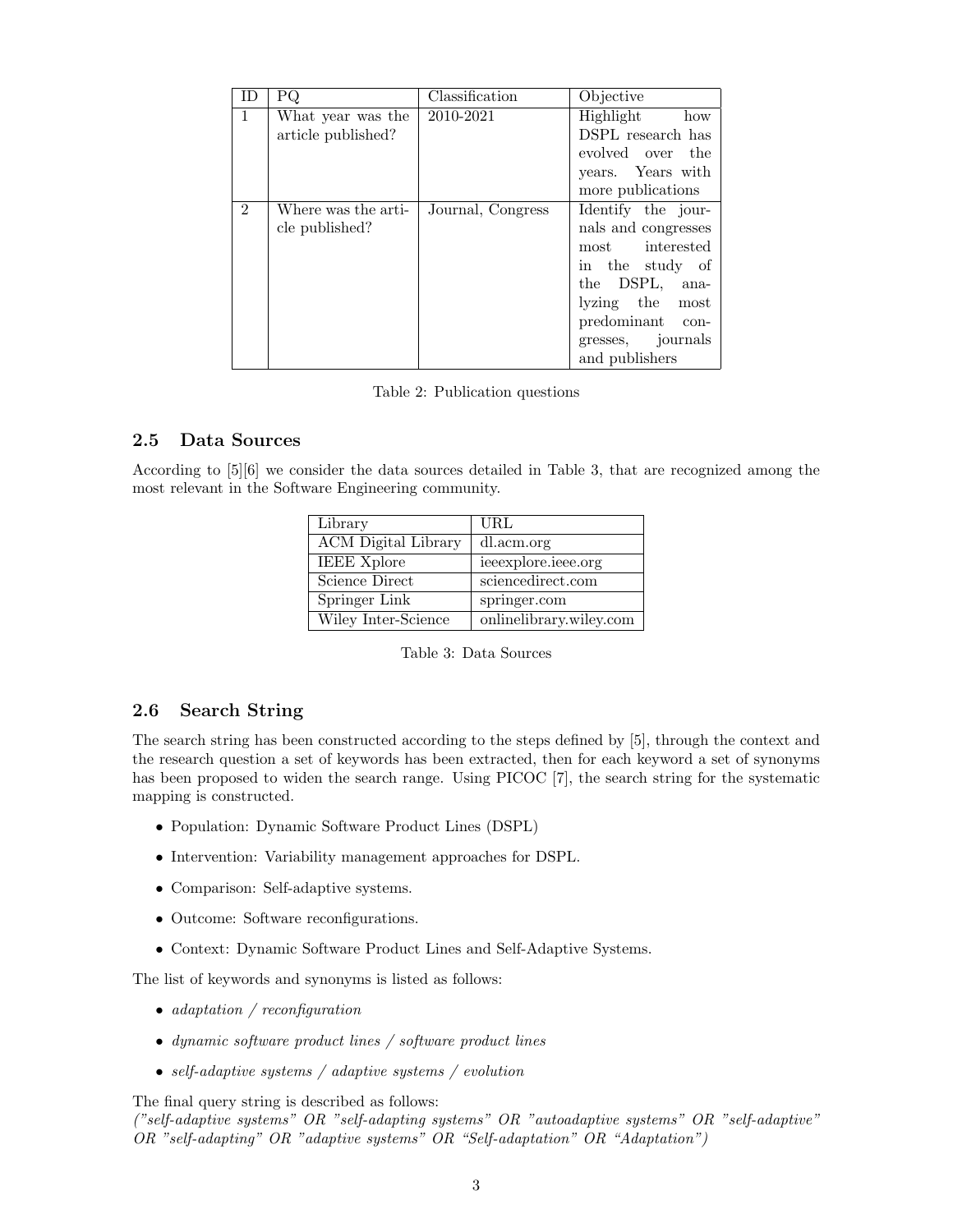| ID | PQ | Classification | Objective |
|---|---|---|---|
| 1 | What year was the article published? | 2010-2021 | Highlight how DSPL research has evolved over the years. Years with more publications |
| 2 | Where was the article published? | Journal, Congress | Identify the journals and congresses most interested in the study of the DSPL, analyzing the most predominant congresses, journals and publishers |

Table 2: Publication questions

### 2.5 Data Sources

According to [5][6] we consider the data sources detailed in Table 3, that are recognized among the most relevant in the Software Engineering community.

| Library | URL |
|---|---|
| ACM Digital Library | dl.acm.org |
| IEEE Xplore | ieeexplore.ieee.org |
| Science Direct | sciencedirect.com |
| Springer Link | springer.com |
| Wiley Inter-Science | onlinelibrary.wiley.com |

Table 3: Data Sources

### 2.6 Search String

The search string has been constructed according to the steps defined by [5], through the context and the research question a set of keywords has been extracted, then for each keyword a set of synonyms has been proposed to widen the search range. Using PICOC [7], the search string for the systematic mapping is constructed.

- Population: Dynamic Software Product Lines (DSPL)
- Intervention: Variability management approaches for DSPL.
- Comparison: Self-adaptive systems.
- Outcome: Software reconfigurations.
- Context: Dynamic Software Product Lines and Self-Adaptive Systems.

The list of keywords and synonyms is listed as follows:

- *adaptation / reconfiguration*
- *dynamic software product lines / software product lines*
- *self-adaptive systems / adaptive systems / evolution*

The final query string is described as follows:
*("self-adaptive systems" OR "self-adapting systems" OR "autoadaptive systems" OR "self-adaptive" OR "self-adapting" OR "adaptive systems" OR "Self-adaptation" OR "Adaptation")*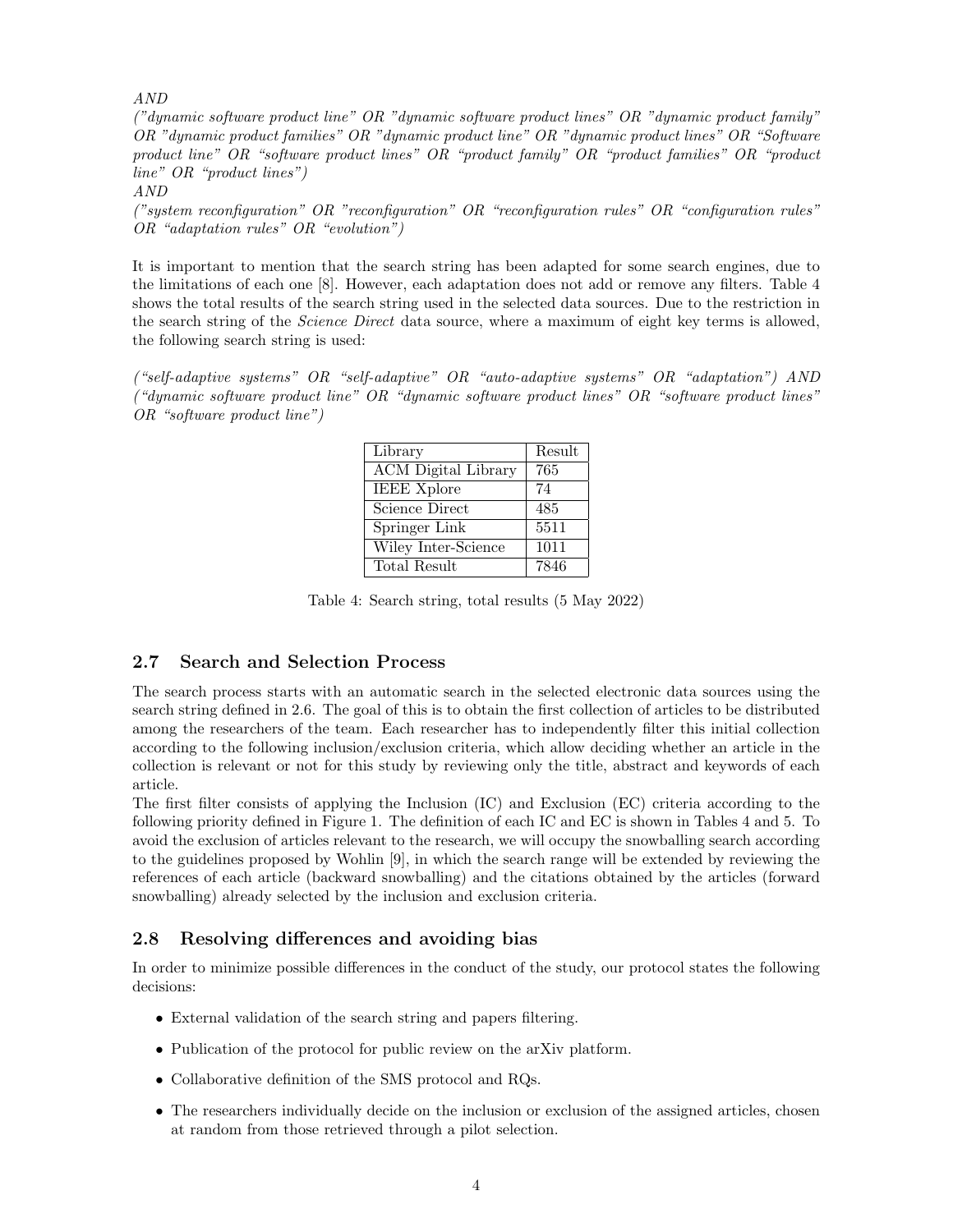*AND*

*("dynamic software product line" OR "dynamic software product lines" OR "dynamic product family" OR "dynamic product families" OR "dynamic product line" OR "dynamic product lines" OR "Software product line" OR "software product lines" OR "product family" OR "product families" OR "product line" OR "product lines")*

*AND*

*("system reconfiguration" OR "reconfiguration" OR "reconfiguration rules" OR "configuration rules" OR "adaptation rules" OR "evolution")*

It is important to mention that the search string has been adapted for some search engines, due to the limitations of each one [8]. However, each adaptation does not add or remove any filters. Table 4 shows the total results of the search string used in the selected data sources. Due to the restriction in the search string of the *Science Direct* data source, where a maximum of eight key terms is allowed, the following search string is used:

*("self-adaptive systems" OR "self-adaptive" OR "auto-adaptive systems" OR "adaptation") AND ("dynamic software product line" OR "dynamic software product lines" OR "software product lines" OR "software product line")*

| Library | Result |
|---|---|
| ACM Digital Library | 765 |
| IEEE Xplore | 74 |
| Science Direct | 485 |
| Springer Link | 5511 |
| Wiley Inter-Science | 1011 |
| Total Result | 7846 |

Table 4: Search string, total results (5 May 2022)

## 2.7 Search and Selection Process

The search process starts with an automatic search in the selected electronic data sources using the search string defined in 2.6. The goal of this is to obtain the first collection of articles to be distributed among the researchers of the team. Each researcher has to independently filter this initial collection according to the following inclusion/exclusion criteria, which allow deciding whether an article in the collection is relevant or not for this study by reviewing only the title, abstract and keywords of each article.

The first filter consists of applying the Inclusion (IC) and Exclusion (EC) criteria according to the following priority defined in Figure 1. The definition of each IC and EC is shown in Tables 4 and 5. To avoid the exclusion of articles relevant to the research, we will occupy the snowballing search according to the guidelines proposed by Wohlin [9], in which the search range will be extended by reviewing the references of each article (backward snowballing) and the citations obtained by the articles (forward snowballing) already selected by the inclusion and exclusion criteria.

## 2.8 Resolving differences and avoiding bias

In order to minimize possible differences in the conduct of the study, our protocol states the following decisions:

- External validation of the search string and papers filtering.
- Publication of the protocol for public review on the arXiv platform.
- Collaborative definition of the SMS protocol and RQs.
- The researchers individually decide on the inclusion or exclusion of the assigned articles, chosen at random from those retrieved through a pilot selection.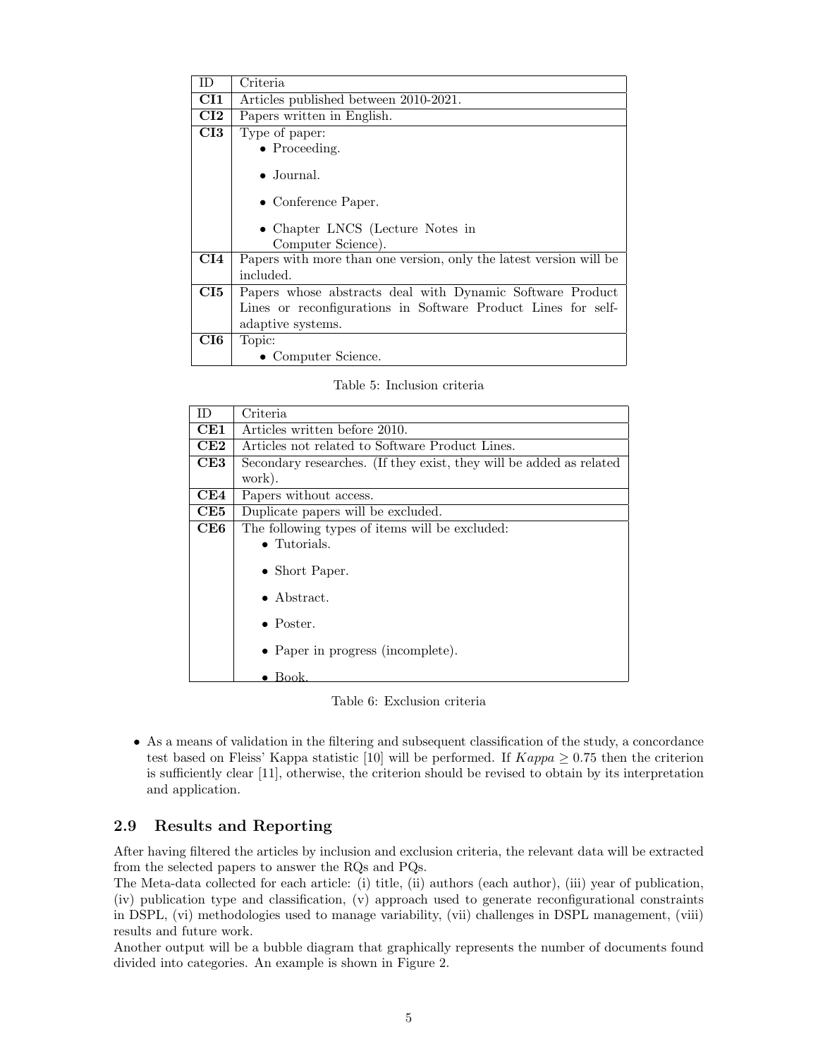| ID | Criteria |
|---|---|
| **CI1** | Articles published between 2010-2021. |
| **CI2** | Papers written in English. |
| **CI3** | Type of paper:<br>• Proceeding.<br>• Journal.<br>• Conference Paper.<br>• Chapter LNCS (Lecture Notes in Computer Science). |
| **CI4** | Papers with more than one version, only the latest version will be included. |
| **CI5** | Papers whose abstracts deal with Dynamic Software Product Lines or reconfigurations in Software Product Lines for self-adaptive systems. |
| **CI6** | Topic:<br>• Computer Science. |

Table 5: Inclusion criteria

| ID | Criteria |
|---|---|
| **CE1** | Articles written before 2010. |
| **CE2** | Articles not related to Software Product Lines. |
| **CE3** | Secondary researches. (If they exist, they will be added as related work). |
| **CE4** | Papers without access. |
| **CE5** | Duplicate papers will be excluded. |
| **CE6** | The following types of items will be excluded:<br>• Tutorials.<br>• Short Paper.<br>• Abstract.<br>• Poster.<br>• Paper in progress (incomplete).<br>• Book. |

Table 6: Exclusion criteria

- As a means of validation in the filtering and subsequent classification of the study, a concordance test based on Fleiss' Kappa statistic [10] will be performed. If $Kappa \geq 0.75$ then the criterion is sufficiently clear [11], otherwise, the criterion should be revised to obtain by its interpretation and application.

## 2.9 Results and Reporting

After having filtered the articles by inclusion and exclusion criteria, the relevant data will be extracted from the selected papers to answer the RQs and PQs.
The Meta-data collected for each article: (i) title, (ii) authors (each author), (iii) year of publication, (iv) publication type and classification, (v) approach used to generate reconfigurational constraints in DSPL, (vi) methodologies used to manage variability, (vii) challenges in DSPL management, (viii) results and future work.
Another output will be a bubble diagram that graphically represents the number of documents found divided into categories. An example is shown in Figure 2.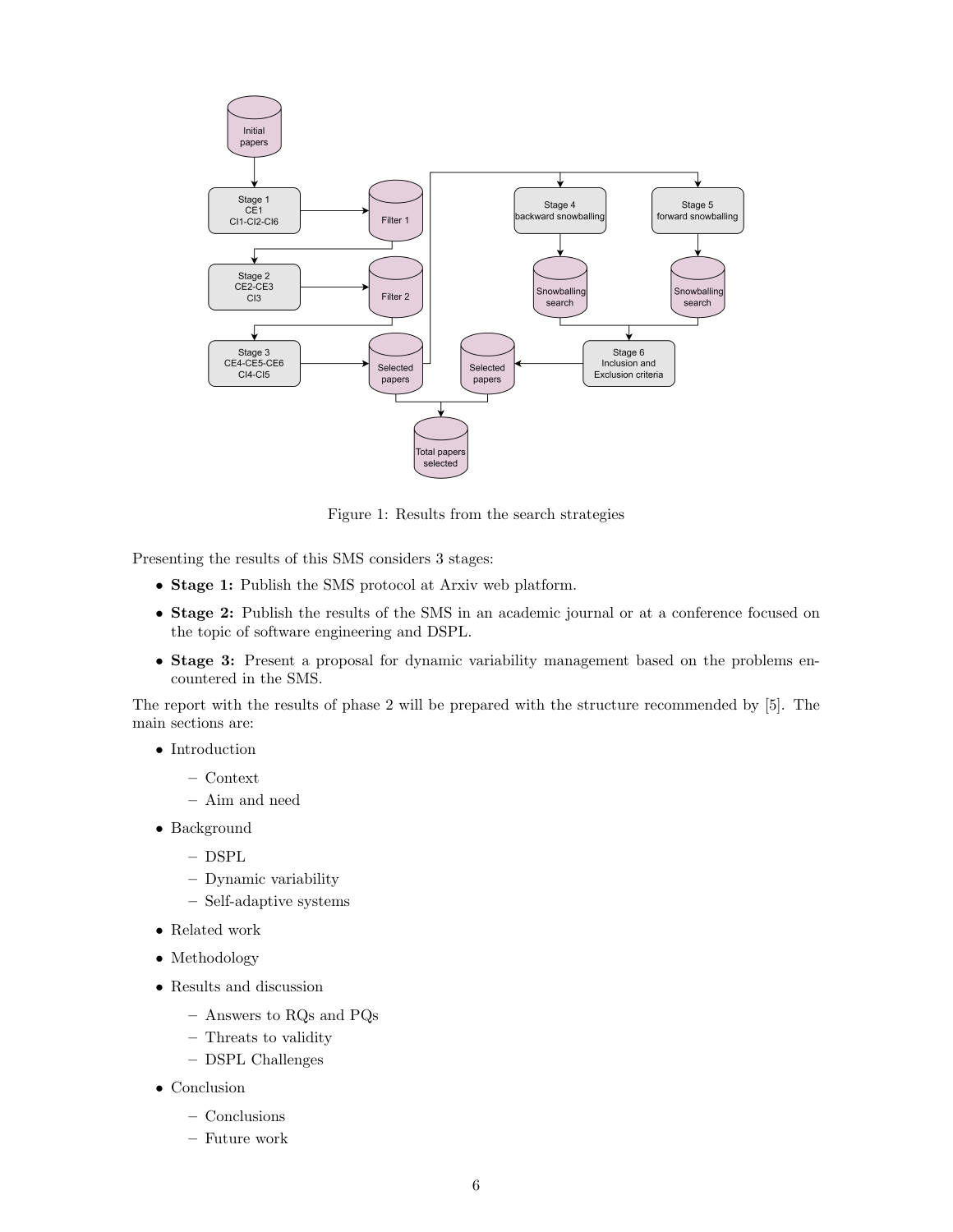Figure 1: Results from the search strategies

Presenting the results of this SMS considers 3 stages:

- **Stage 1:** Publish the SMS protocol at Arxiv web platform.
- **Stage 2:** Publish the results of the SMS in an academic journal or at a conference focused on the topic of software engineering and DSPL.
- **Stage 3:** Present a proposal for dynamic variability management based on the problems encountered in the SMS.

The report with the results of phase 2 will be prepared with the structure recommended by [5]. The main sections are:

- Introduction
  - Context
  - Aim and need
- Background
  - DSPL
  - Dynamic variability
  - Self-adaptive systems
- Related work
- Methodology
- Results and discussion
  - Answers to RQs and PQs
  - Threats to validity
  - DSPL Challenges
- Conclusion
  - Conclusions
  - Future work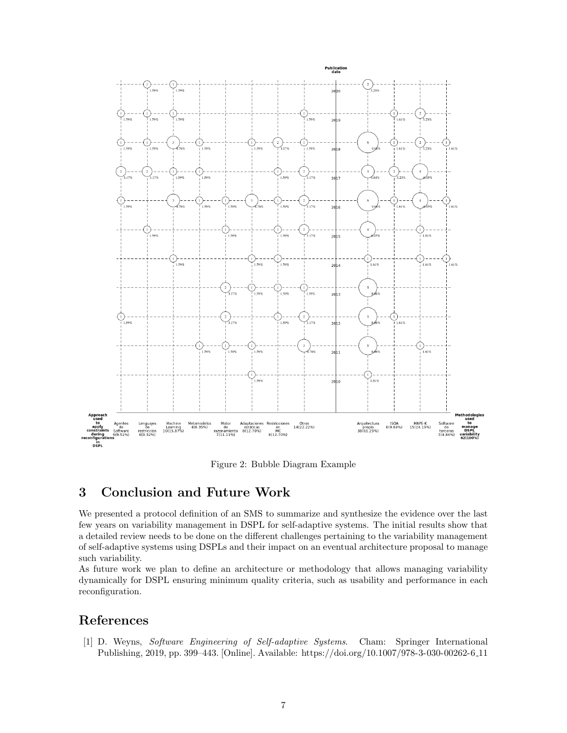Figure 2: Bubble Diagram Example

## 3 Conclusion and Future Work

We presented a protocol definition of an SMS to summarize and synthesize the evidence over the last few years on variability management in DSPL for self-adaptive systems. The initial results show that a detailed review needs to be done on the different challenges pertaining to the variability management of self-adaptive systems using DSPLs and their impact on an eventual architecture proposal to manage such variability.

As future work we plan to define an architecture or methodology that allows managing variability dynamically for DSPL ensuring minimum quality criteria, such as usability and performance in each reconfiguration.

## References

[1] D. Weyns, *Software Engineering of Self-adaptive Systems*. Cham: Springer International Publishing, 2019, pp. 399–443. [Online]. Available: https://doi.org/10.1007/978-3-030-00262-6_11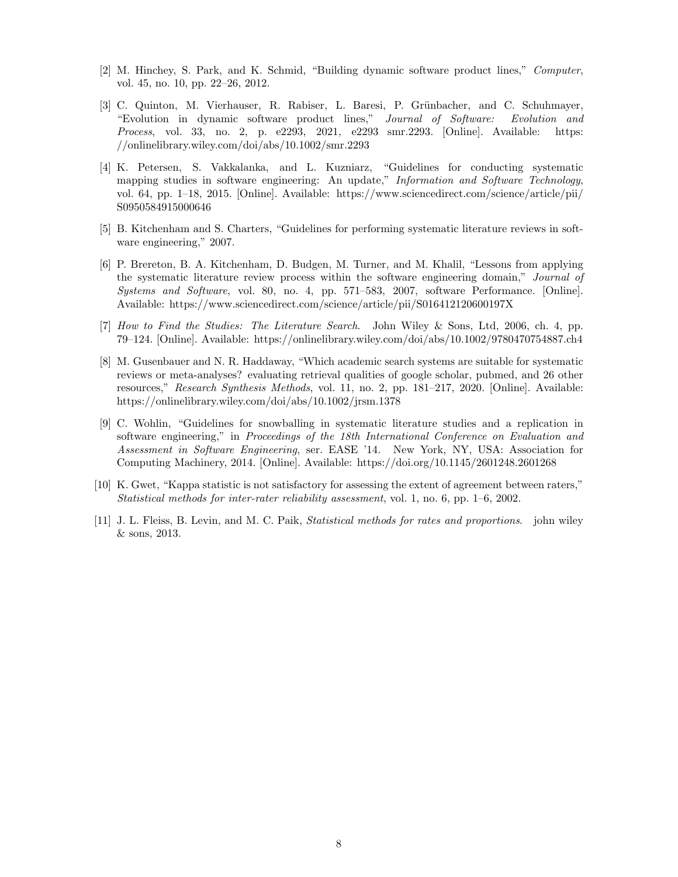[2] M. Hinchey, S. Park, and K. Schmid, "Building dynamic software product lines," *Computer*, vol. 45, no. 10, pp. 22–26, 2012.

[3] C. Quinton, M. Vierhauser, R. Rabiser, L. Baresi, P. Grünbacher, and C. Schuhmayer, "Evolution in dynamic software product lines," *Journal of Software: Evolution and Process*, vol. 33, no. 2, p. e2293, 2021, e2293 smr.2293. [Online]. Available: https://onlinelibrary.wiley.com/doi/abs/10.1002/smr.2293

[4] K. Petersen, S. Vakkalanka, and L. Kuzniarz, "Guidelines for conducting systematic mapping studies in software engineering: An update," *Information and Software Technology*, vol. 64, pp. 1–18, 2015. [Online]. Available: https://www.sciencedirect.com/science/article/pii/S0950584915000646

[5] B. Kitchenham and S. Charters, "Guidelines for performing systematic literature reviews in software engineering," 2007.

[6] P. Brereton, B. A. Kitchenham, D. Budgen, M. Turner, and M. Khalil, "Lessons from applying the systematic literature review process within the software engineering domain," *Journal of Systems and Software*, vol. 80, no. 4, pp. 571–583, 2007, software Performance. [Online]. Available: https://www.sciencedirect.com/science/article/pii/S016412120600197X

[7] *How to Find the Studies: The Literature Search*. John Wiley & Sons, Ltd, 2006, ch. 4, pp. 79–124. [Online]. Available: https://onlinelibrary.wiley.com/doi/abs/10.1002/9780470754887.ch4

[8] M. Gusenbauer and N. R. Haddaway, "Which academic search systems are suitable for systematic reviews or meta-analyses? evaluating retrieval qualities of google scholar, pubmed, and 26 other resources," *Research Synthesis Methods*, vol. 11, no. 2, pp. 181–217, 2020. [Online]. Available: https://onlinelibrary.wiley.com/doi/abs/10.1002/jrsm.1378

[9] C. Wohlin, "Guidelines for snowballing in systematic literature studies and a replication in software engineering," in *Proceedings of the 18th International Conference on Evaluation and Assessment in Software Engineering*, ser. EASE '14. New York, NY, USA: Association for Computing Machinery, 2014. [Online]. Available: https://doi.org/10.1145/2601248.2601268

[10] K. Gwet, "Kappa statistic is not satisfactory for assessing the extent of agreement between raters," *Statistical methods for inter-rater reliability assessment*, vol. 1, no. 6, pp. 1–6, 2002.

[11] J. L. Fleiss, B. Levin, and M. C. Paik, *Statistical methods for rates and proportions*. john wiley & sons, 2013.